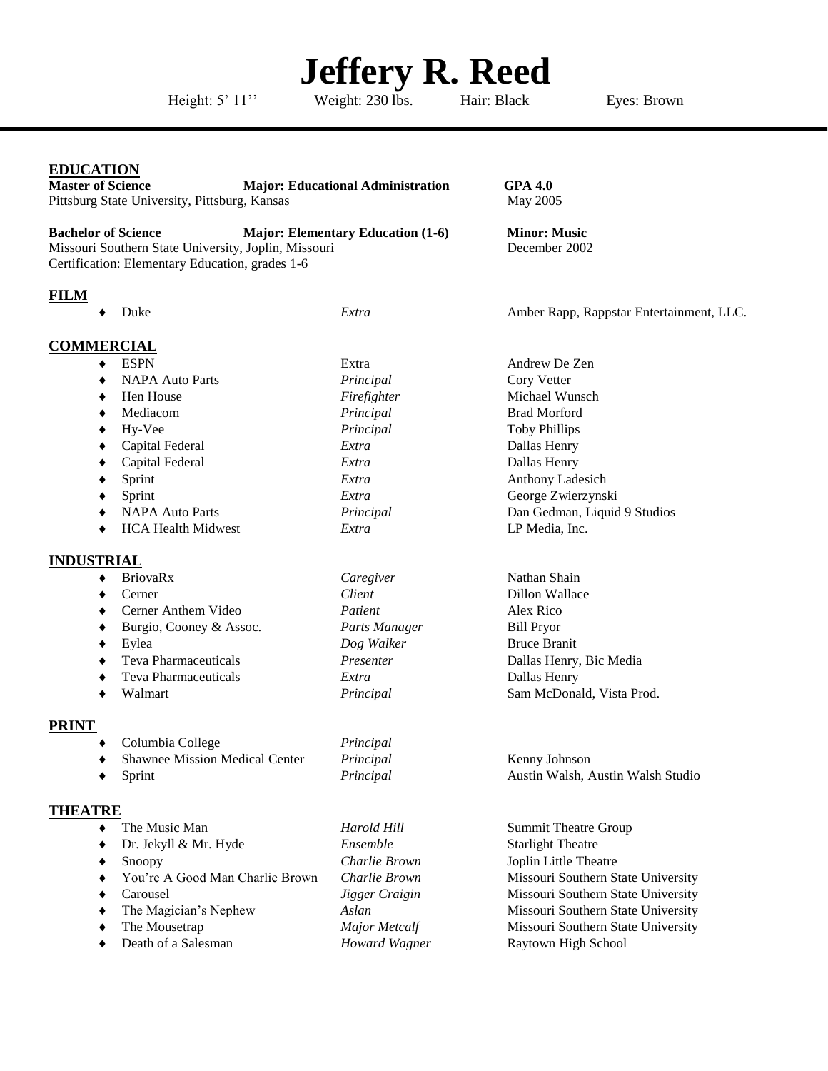# Jeffery R. Reed

Height: 5' 11'' Weight: 230 lbs. Hair: Black Eyes: Brown

---

## EDUCATION

**Master of Science** **Major: Educational Administration** **GPA 4.0**
Pittsburg State University, Pittsburg, Kansas May 2005

**Bachelor of Science** **Major: Elementary Education (1-6)** **Minor: Music**
Missouri Southern State University, Joplin, Missouri December 2002
Certification: Elementary Education, grades 1-6

## FILM

| | | |
|---|---|---|
| Duke | *Extra* | Amber Rapp, Rappstar Entertainment, LLC. |

## COMMERCIAL

| | | |
|---|---|---|
| ESPN | Extra | Andrew De Zen |
| NAPA Auto Parts | *Principal* | Cory Vetter |
| Hen House | *Firefighter* | Michael Wunsch |
| Mediacom | *Principal* | Brad Morford |
| Hy-Vee | *Principal* | Toby Phillips |
| Capital Federal | *Extra* | Dallas Henry |
| Capital Federal | *Extra* | Dallas Henry |
| Sprint | *Extra* | Anthony Ladesich |
| Sprint | *Extra* | George Zwierzynski |
| NAPA Auto Parts | *Principal* | Dan Gedman, Liquid 9 Studios |
| HCA Health Midwest | *Extra* | LP Media, Inc. |

## INDUSTRIAL

| | | |
|---|---|---|
| BriovaRx | *Caregiver* | Nathan Shain |
| Cerner | *Client* | Dillon Wallace |
| Cerner Anthem Video | *Patient* | Alex Rico |
| Burgio, Cooney & Assoc. | *Parts Manager* | Bill Pryor |
| Eylea | *Dog Walker* | Bruce Branit |
| Teva Pharmaceuticals | *Presenter* | Dallas Henry, Bic Media |
| Teva Pharmaceuticals | *Extra* | Dallas Henry |
| Walmart | *Principal* | Sam McDonald, Vista Prod. |

## PRINT

| | | |
|---|---|---|
| Columbia College | *Principal* | |
| Shawnee Mission Medical Center | *Principal* | Kenny Johnson |
| Sprint | *Principal* | Austin Walsh, Austin Walsh Studio |

## THEATRE

| | | |
|---|---|---|
| The Music Man | *Harold Hill* | Summit Theatre Group |
| Dr. Jekyll & Mr. Hyde | *Ensemble* | Starlight Theatre |
| Snoopy | *Charlie Brown* | Joplin Little Theatre |
| You're A Good Man Charlie Brown | *Charlie Brown* | Missouri Southern State University |
| Carousel | *Jigger Craigin* | Missouri Southern State University |
| The Magician's Nephew | *Aslan* | Missouri Southern State University |
| The Mousetrap | *Major Metcalf* | Missouri Southern State University |
| Death of a Salesman | *Howard Wagner* | Raytown High School |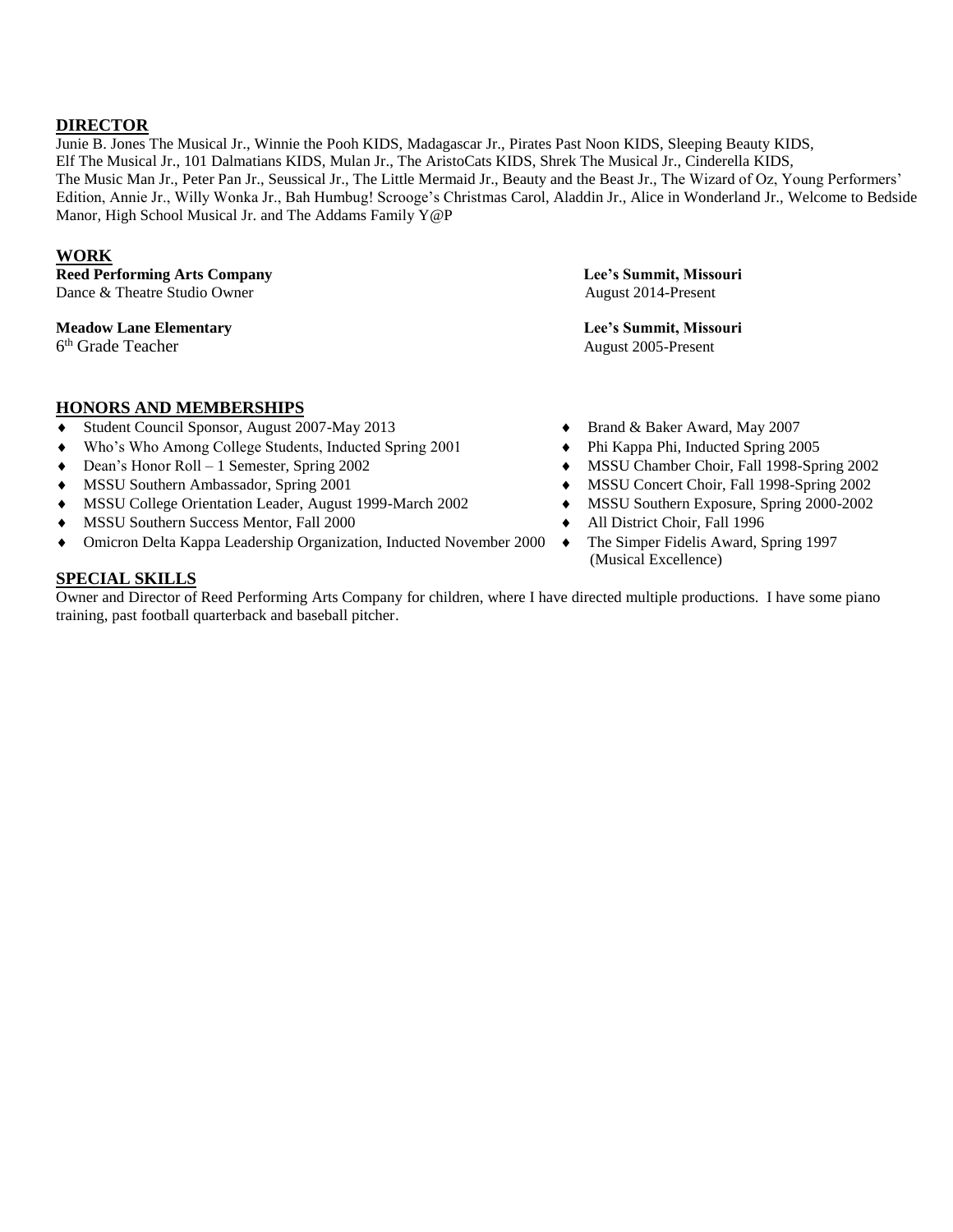## DIRECTOR

Junie B. Jones The Musical Jr., Winnie the Pooh KIDS, Madagascar Jr., Pirates Past Noon KIDS, Sleeping Beauty KIDS, Elf The Musical Jr., 101 Dalmatians KIDS, Mulan Jr., The AristoCats KIDS, Shrek The Musical Jr., Cinderella KIDS, The Music Man Jr., Peter Pan Jr., Seussical Jr., The Little Mermaid Jr., Beauty and the Beast Jr., The Wizard of Oz, Young Performers' Edition, Annie Jr., Willy Wonka Jr., Bah Humbug! Scrooge's Christmas Carol, Aladdin Jr., Alice in Wonderland Jr., Welcome to Bedside Manor, High School Musical Jr. and The Addams Family Y@P

## WORK

**Reed Performing Arts Company** — **Lee's Summit, Missouri**
Dance & Theatre Studio Owner — August 2014-Present

**Meadow Lane Elementary** — **Lee's Summit, Missouri**
6th Grade Teacher — August 2005-Present

## HONORS AND MEMBERSHIPS

- Student Council Sponsor, August 2007-May 2013
- Who's Who Among College Students, Inducted Spring 2001
- Dean's Honor Roll – 1 Semester, Spring 2002
- MSSU Southern Ambassador, Spring 2001
- MSSU College Orientation Leader, August 1999-March 2002
- MSSU Southern Success Mentor, Fall 2000
- Omicron Delta Kappa Leadership Organization, Inducted November 2000
- Brand & Baker Award, May 2007
- Phi Kappa Phi, Inducted Spring 2005
- MSSU Chamber Choir, Fall 1998-Spring 2002
- MSSU Concert Choir, Fall 1998-Spring 2002
- MSSU Southern Exposure, Spring 2000-2002
- All District Choir, Fall 1996
- The Simper Fidelis Award, Spring 1997 (Musical Excellence)

## SPECIAL SKILLS

Owner and Director of Reed Performing Arts Company for children, where I have directed multiple productions. I have some piano training, past football quarterback and baseball pitcher.